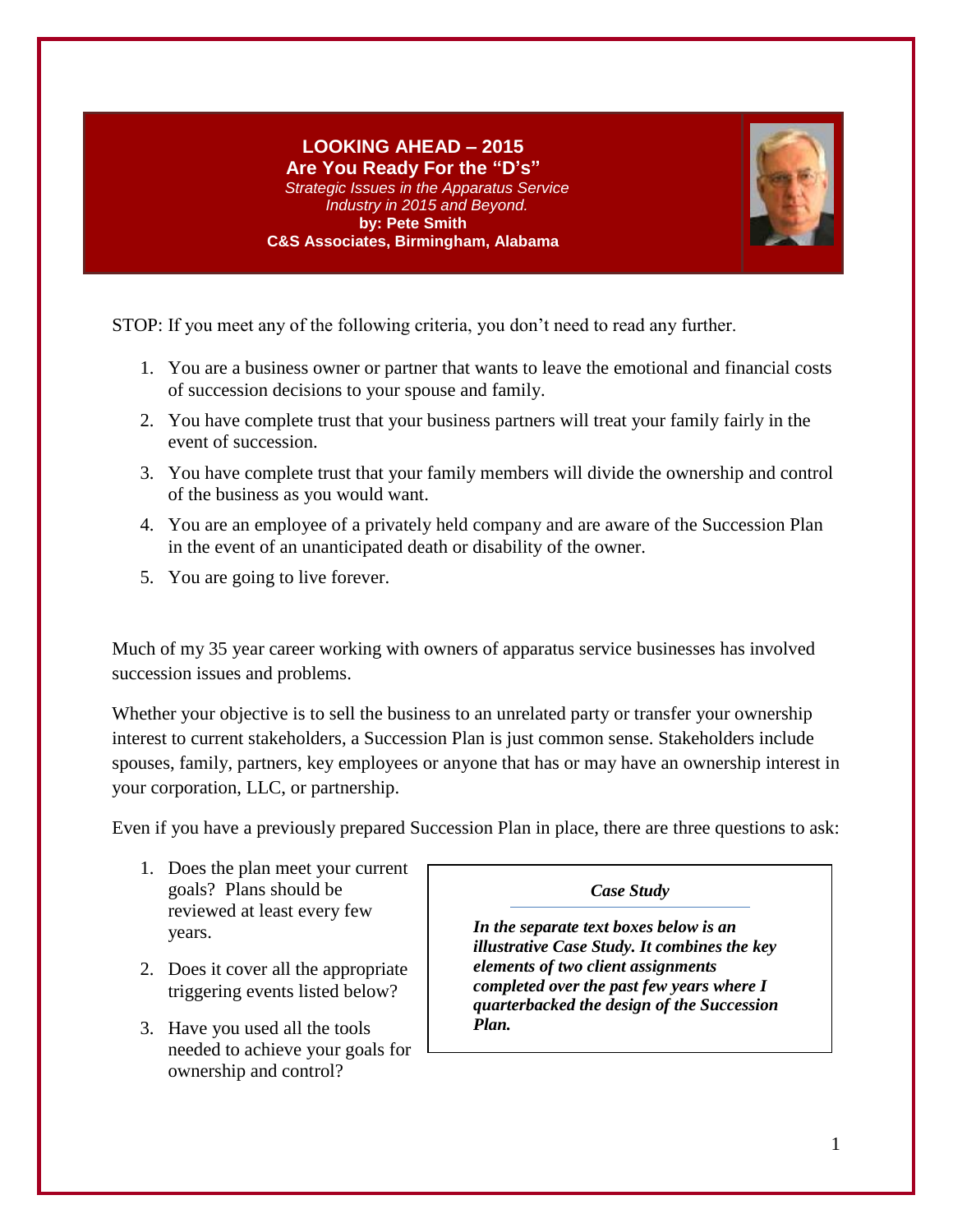# LOOKING AHEAD – 2015

## Are You Ready For the "D's"

*Strategic Issues in the Apparatus Service Industry in 2015 and Beyond.*

**by: Pete Smith**

**C&S Associates, Birmingham, Alabama**

STOP: If you meet any of the following criteria, you don't need to read any further.

1. You are a business owner or partner that wants to leave the emotional and financial costs of succession decisions to your spouse and family.
2. You have complete trust that your business partners will treat your family fairly in the event of succession.
3. You have complete trust that your family members will divide the ownership and control of the business as you would want.
4. You are an employee of a privately held company and are aware of the Succession Plan in the event of an unanticipated death or disability of the owner.
5. You are going to live forever.

Much of my 35 year career working with owners of apparatus service businesses has involved succession issues and problems.

Whether your objective is to sell the business to an unrelated party or transfer your ownership interest to current stakeholders, a Succession Plan is just common sense. Stakeholders include spouses, family, partners, key employees or anyone that has or may have an ownership interest in your corporation, LLC, or partnership.

Even if you have a previously prepared Succession Plan in place, there are three questions to ask:

1. Does the plan meet your current goals? Plans should be reviewed at least every few years.
2. Does it cover all the appropriate triggering events listed below?
3. Have you used all the tools needed to achieve your goals for ownership and control?

> ***Case Study***
>
> ***In the separate text boxes below is an illustrative Case Study. It combines the key elements of two client assignments completed over the past few years where I quarterbacked the design of the Succession Plan.***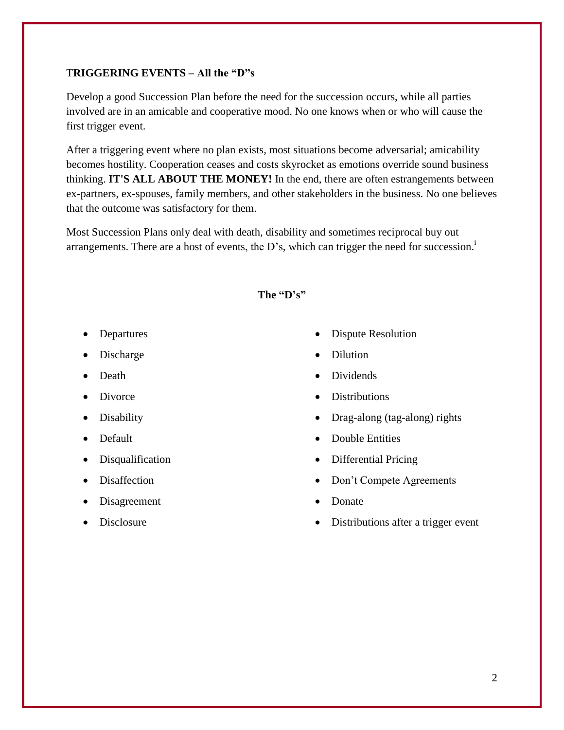## TRIGGERING EVENTS – All the "D"s

Develop a good Succession Plan before the need for the succession occurs, while all parties involved are in an amicable and cooperative mood. No one knows when or who will cause the first trigger event.

After a triggering event where no plan exists, most situations become adversarial; amicability becomes hostility. Cooperation ceases and costs skyrocket as emotions override sound business thinking. **IT'S ALL ABOUT THE MONEY!** In the end, there are often estrangements between ex-partners, ex-spouses, family members, and other stakeholders in the business. No one believes that the outcome was satisfactory for them.

Most Succession Plans only deal with death, disability and sometimes reciprocal buy out arrangements. There are a host of events, the D's, which can trigger the need for succession.[i]

**The "D's"**

- Departures
- Discharge
- Death
- Divorce
- Disability
- Default
- Disqualification
- Disaffection
- Disagreement
- Disclosure
- Dispute Resolution
- Dilution
- Dividends
- Distributions
- Drag-along (tag-along) rights
- Double Entities
- Differential Pricing
- Don't Compete Agreements
- Donate
- Distributions after a trigger event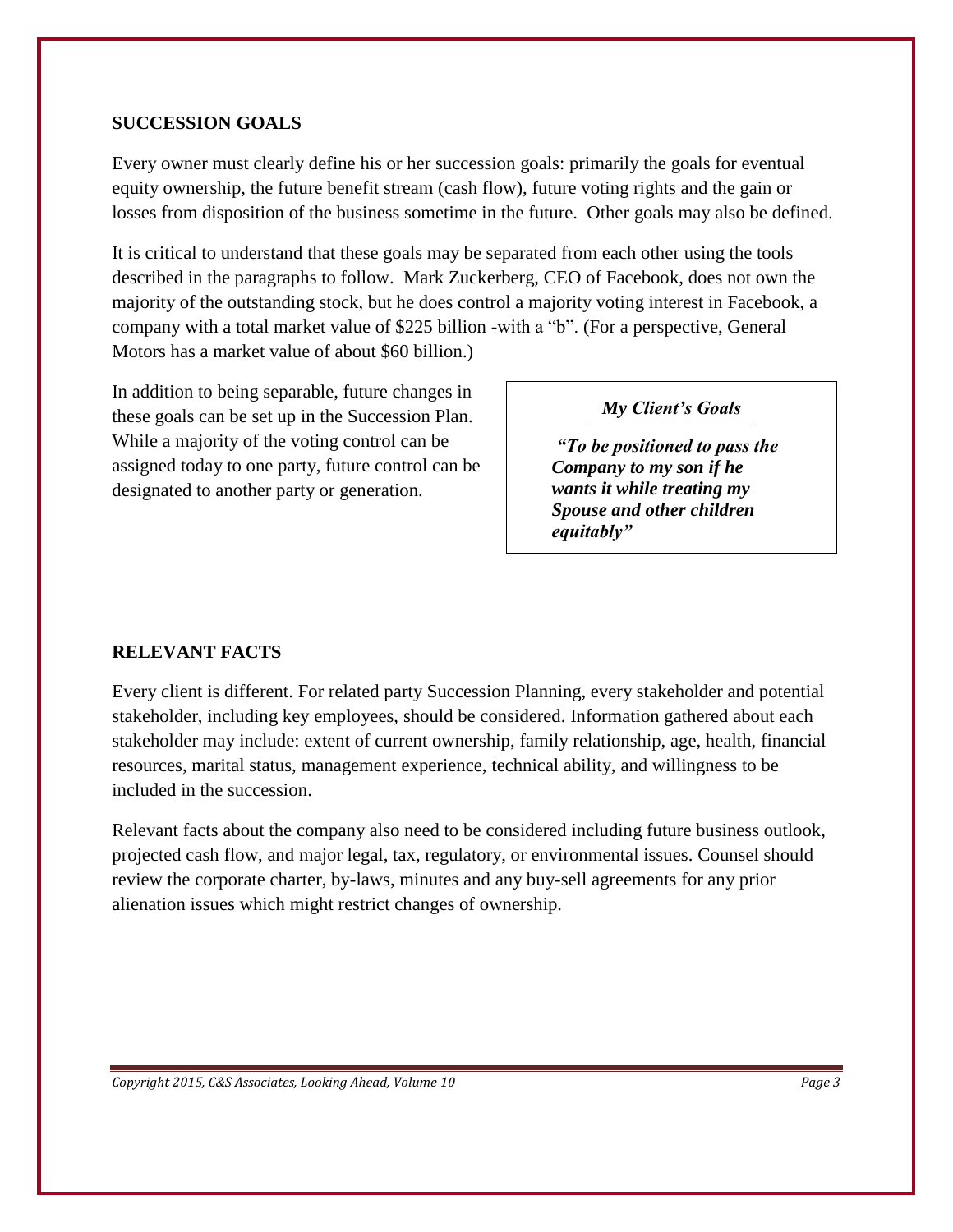## SUCCESSION GOALS

Every owner must clearly define his or her succession goals: primarily the goals for eventual equity ownership, the future benefit stream (cash flow), future voting rights and the gain or losses from disposition of the business sometime in the future. Other goals may also be defined.

It is critical to understand that these goals may be separated from each other using the tools described in the paragraphs to follow. Mark Zuckerberg, CEO of Facebook, does not own the majority of the outstanding stock, but he does control a majority voting interest in Facebook, a company with a total market value of $225 billion -with a "b". (For a perspective, General Motors has a market value of about $60 billion.)

In addition to being separable, future changes in these goals can be set up in the Succession Plan. While a majority of the voting control can be assigned today to one party, future control can be designated to another party or generation.

> ***My Client's Goals***
>
> ***"To be positioned to pass the Company to my son if he wants it while treating my Spouse and other children equitably"***

## RELEVANT FACTS

Every client is different. For related party Succession Planning, every stakeholder and potential stakeholder, including key employees, should be considered. Information gathered about each stakeholder may include: extent of current ownership, family relationship, age, health, financial resources, marital status, management experience, technical ability, and willingness to be included in the succession.

Relevant facts about the company also need to be considered including future business outlook, projected cash flow, and major legal, tax, regulatory, or environmental issues. Counsel should review the corporate charter, by-laws, minutes and any buy-sell agreements for any prior alienation issues which might restrict changes of ownership.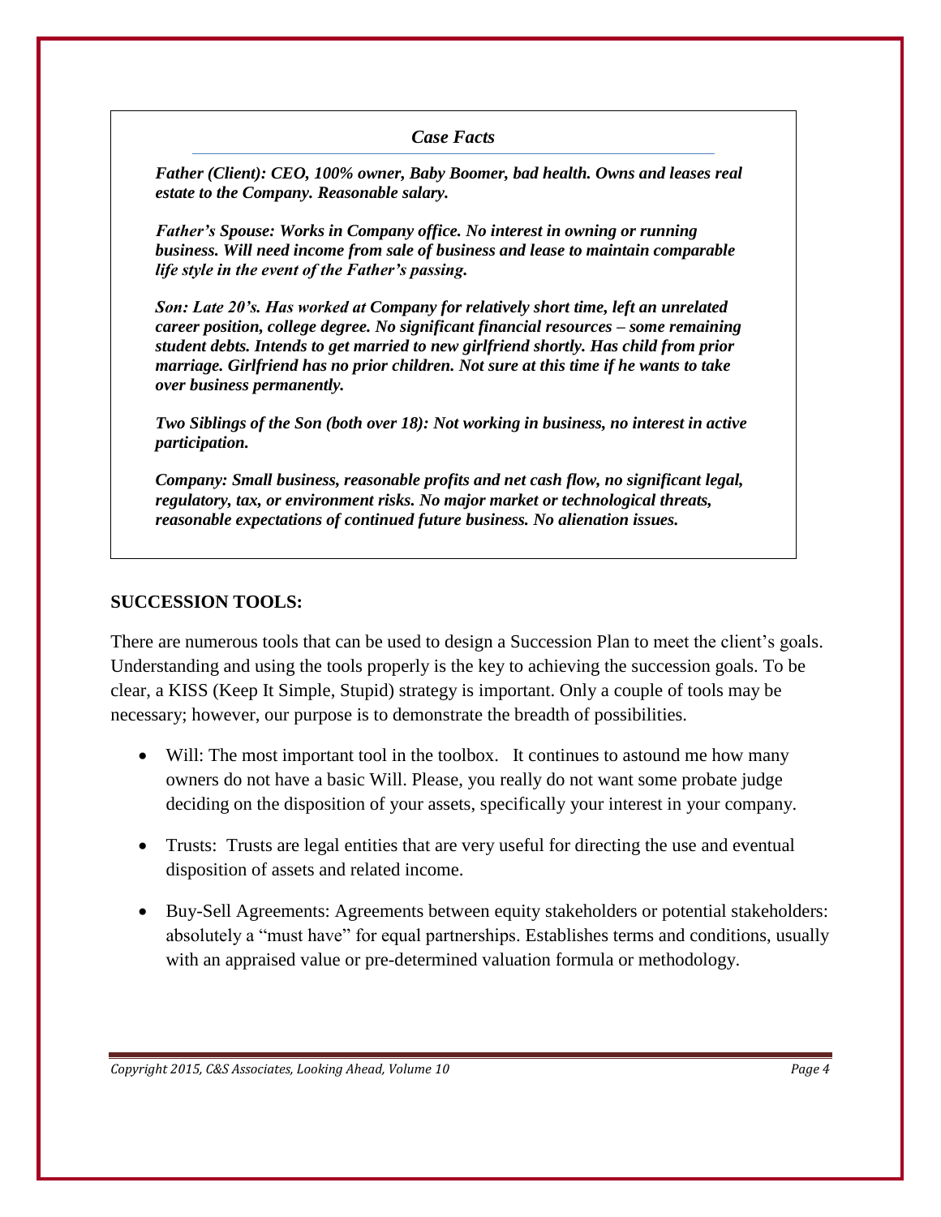### *Case Facts*

***Father (Client):** **CEO, 100% owner, Baby Boomer, bad health. Owns and leases real estate to the Company. Reasonable salary.***

***Father's Spouse: Works in Company office. No interest in owning or running business. Will need income from sale of business and lease to maintain comparable life style in the event of the Father's passing.***

***Son: Late 20's. Has worked at Company for relatively short time, left an unrelated career position, college degree. No significant financial resources – some remaining student debts. Intends to get married to new girlfriend shortly. Has child from prior marriage. Girlfriend has no prior children. Not sure at this time if he wants to take over business permanently.***

***Two Siblings of the Son (both over 18): Not working in business, no interest in active participation.***

***Company: Small business, reasonable profits and net cash flow, no significant legal, regulatory, tax, or environment risks. No major market or technological threats, reasonable expectations of continued future business. No alienation issues.***

## SUCCESSION TOOLS:

There are numerous tools that can be used to design a Succession Plan to meet the client's goals. Understanding and using the tools properly is the key to achieving the succession goals. To be clear, a KISS (Keep It Simple, Stupid) strategy is important. Only a couple of tools may be necessary; however, our purpose is to demonstrate the breadth of possibilities.

- Will: The most important tool in the toolbox. It continues to astound me how many owners do not have a basic Will. Please, you really do not want some probate judge deciding on the disposition of your assets, specifically your interest in your company.
- Trusts: Trusts are legal entities that are very useful for directing the use and eventual disposition of assets and related income.
- Buy-Sell Agreements: Agreements between equity stakeholders or potential stakeholders: absolutely a "must have" for equal partnerships. Establishes terms and conditions, usually with an appraised value or pre-determined valuation formula or methodology.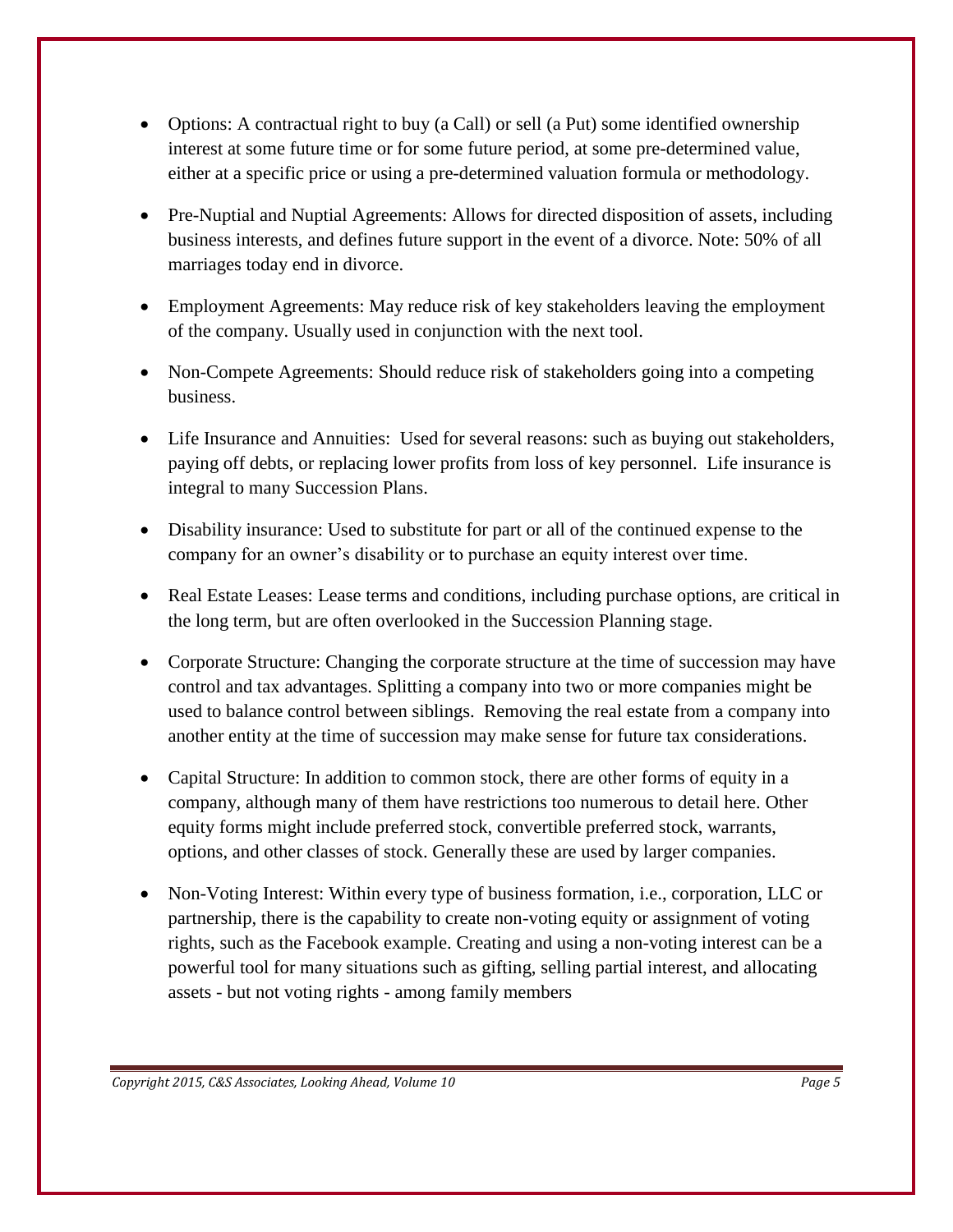- Options: A contractual right to buy (a Call) or sell (a Put) some identified ownership interest at some future time or for some future period, at some pre-determined value, either at a specific price or using a pre-determined valuation formula or methodology.

- Pre-Nuptial and Nuptial Agreements: Allows for directed disposition of assets, including business interests, and defines future support in the event of a divorce. Note: 50% of all marriages today end in divorce.

- Employment Agreements: May reduce risk of key stakeholders leaving the employment of the company. Usually used in conjunction with the next tool.

- Non-Compete Agreements: Should reduce risk of stakeholders going into a competing business.

- Life Insurance and Annuities: Used for several reasons: such as buying out stakeholders, paying off debts, or replacing lower profits from loss of key personnel. Life insurance is integral to many Succession Plans.

- Disability insurance: Used to substitute for part or all of the continued expense to the company for an owner's disability or to purchase an equity interest over time.

- Real Estate Leases: Lease terms and conditions, including purchase options, are critical in the long term, but are often overlooked in the Succession Planning stage.

- Corporate Structure: Changing the corporate structure at the time of succession may have control and tax advantages. Splitting a company into two or more companies might be used to balance control between siblings. Removing the real estate from a company into another entity at the time of succession may make sense for future tax considerations.

- Capital Structure: In addition to common stock, there are other forms of equity in a company, although many of them have restrictions too numerous to detail here. Other equity forms might include preferred stock, convertible preferred stock, warrants, options, and other classes of stock. Generally these are used by larger companies.

- Non-Voting Interest: Within every type of business formation, i.e., corporation, LLC or partnership, there is the capability to create non-voting equity or assignment of voting rights, such as the Facebook example. Creating and using a non-voting interest can be a powerful tool for many situations such as gifting, selling partial interest, and allocating assets - but not voting rights - among family members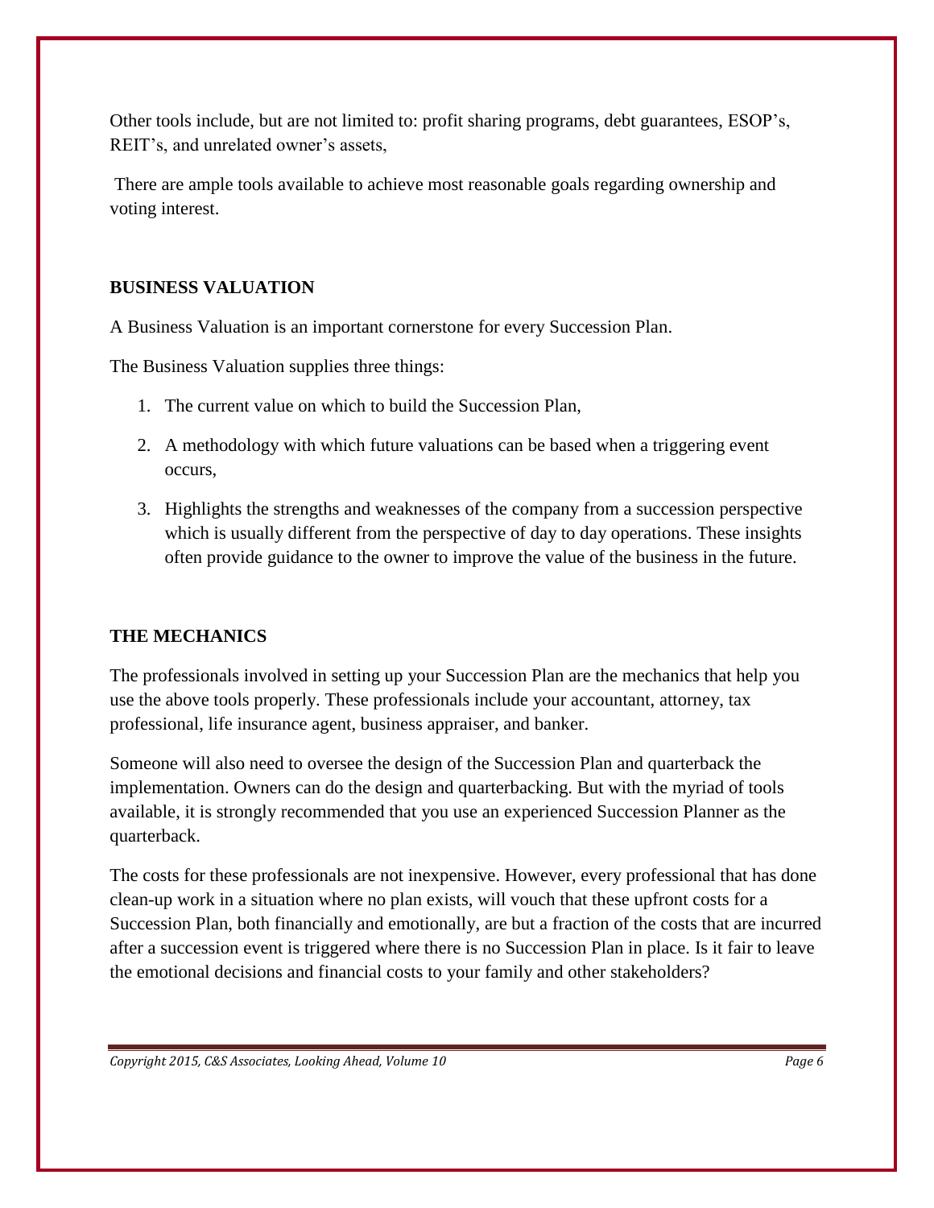Other tools include, but are not limited to: profit sharing programs, debt guarantees, ESOP's, REIT's, and unrelated owner's assets,

There are ample tools available to achieve most reasonable goals regarding ownership and voting interest.

## BUSINESS VALUATION

A Business Valuation is an important cornerstone for every Succession Plan.

The Business Valuation supplies three things:

1. The current value on which to build the Succession Plan,
2. A methodology with which future valuations can be based when a triggering event occurs,
3. Highlights the strengths and weaknesses of the company from a succession perspective which is usually different from the perspective of day to day operations. These insights often provide guidance to the owner to improve the value of the business in the future.

## THE MECHANICS

The professionals involved in setting up your Succession Plan are the mechanics that help you use the above tools properly. These professionals include your accountant, attorney, tax professional, life insurance agent, business appraiser, and banker.

Someone will also need to oversee the design of the Succession Plan and quarterback the implementation. Owners can do the design and quarterbacking. But with the myriad of tools available, it is strongly recommended that you use an experienced Succession Planner as the quarterback.

The costs for these professionals are not inexpensive. However, every professional that has done clean-up work in a situation where no plan exists, will vouch that these upfront costs for a Succession Plan, both financially and emotionally, are but a fraction of the costs that are incurred after a succession event is triggered where there is no Succession Plan in place. Is it fair to leave the emotional decisions and financial costs to your family and other stakeholders?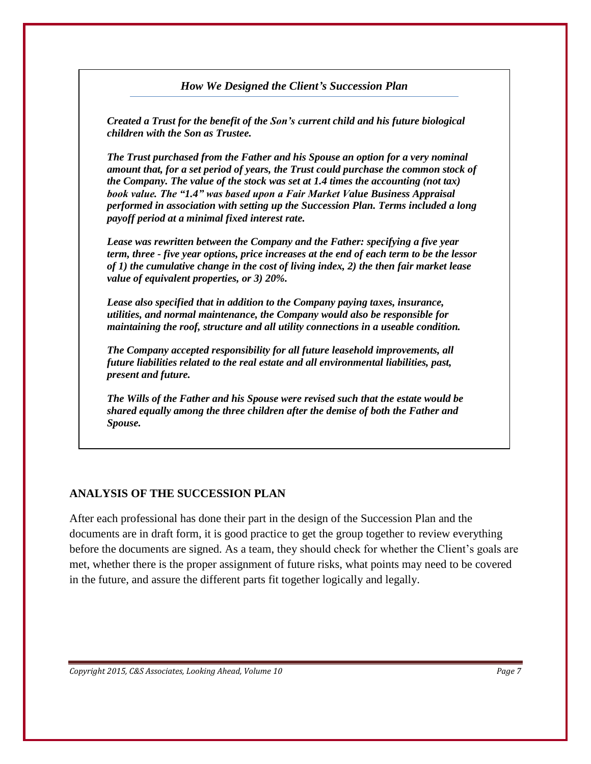### *How We Designed the Client's Succession Plan*

***Created a Trust for the benefit of the Son's current child and his future biological children with the Son as Trustee.***

***The Trust purchased from the Father and his Spouse an option for a very nominal amount that, for a set period of years, the Trust could purchase the common stock of the Company. The value of the stock was set at 1.4 times the accounting (not tax) book value. The "1.4" was based upon a Fair Market Value Business Appraisal performed in association with setting up the Succession Plan. Terms included a long payoff period at a minimal fixed interest rate.***

***Lease was rewritten between the Company and the Father: specifying a five year term, three - five year options, price increases at the end of each term to be the lessor of 1) the cumulative change in the cost of living index, 2) the then fair market lease value of equivalent properties, or 3) 20%.***

***Lease also specified that in addition to the Company paying taxes, insurance, utilities, and normal maintenance, the Company would also be responsible for maintaining the roof, structure and all utility connections in a useable condition.***

***The Company accepted responsibility for all future leasehold improvements, all future liabilities related to the real estate and all environmental liabilities, past, present and future.***

***The Wills of the Father and his Spouse were revised such that the estate would be shared equally among the three children after the demise of both the Father and Spouse.***

## ANALYSIS OF THE SUCCESSION PLAN

After each professional has done their part in the design of the Succession Plan and the documents are in draft form, it is good practice to get the group together to review everything before the documents are signed. As a team, they should check for whether the Client's goals are met, whether there is the proper assignment of future risks, what points may need to be covered in the future, and assure the different parts fit together logically and legally.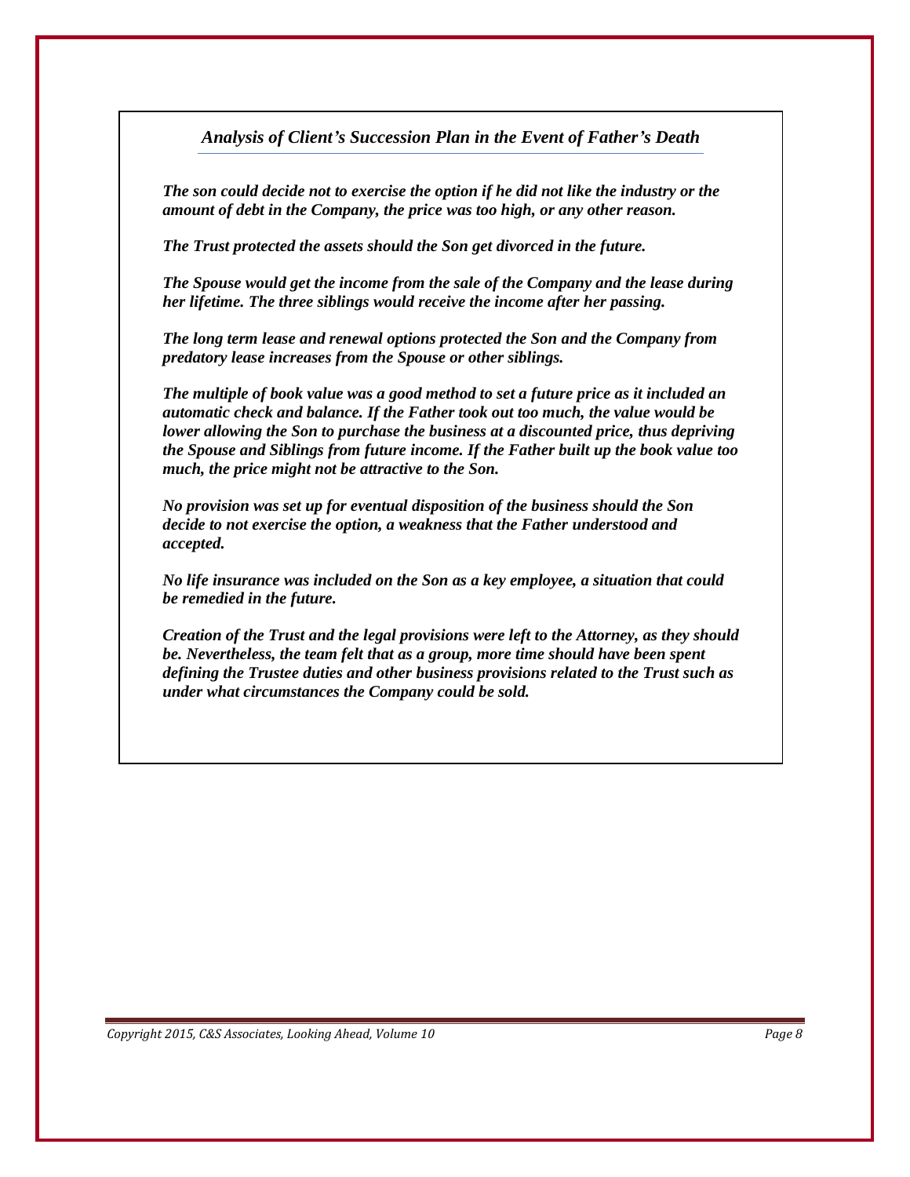### *Analysis of Client's Succession Plan in the Event of Father's Death*

***The son could decide not to exercise the option if he did not like the industry or the amount of debt in the Company, the price was too high, or any other reason.***

***The Trust protected the assets should the Son get divorced in the future.***

***The Spouse would get the income from the sale of the Company and the lease during her lifetime. The three siblings would receive the income after her passing.***

***The long term lease and renewal options protected the Son and the Company from predatory lease increases from the Spouse or other siblings.***

***The multiple of book value was a good method to set a future price as it included an automatic check and balance. If the Father took out too much, the value would be lower allowing the Son to purchase the business at a discounted price, thus depriving the Spouse and Siblings from future income. If the Father built up the book value too much, the price might not be attractive to the Son.***

***No provision was set up for eventual disposition of the business should the Son decide to not exercise the option, a weakness that the Father understood and accepted.***

***No life insurance was included on the Son as a key employee, a situation that could be remedied in the future.***

***Creation of the Trust and the legal provisions were left to the Attorney, as they should be. Nevertheless, the team felt that as a group, more time should have been spent defining the Trustee duties and other business provisions related to the Trust such as under what circumstances the Company could be sold.***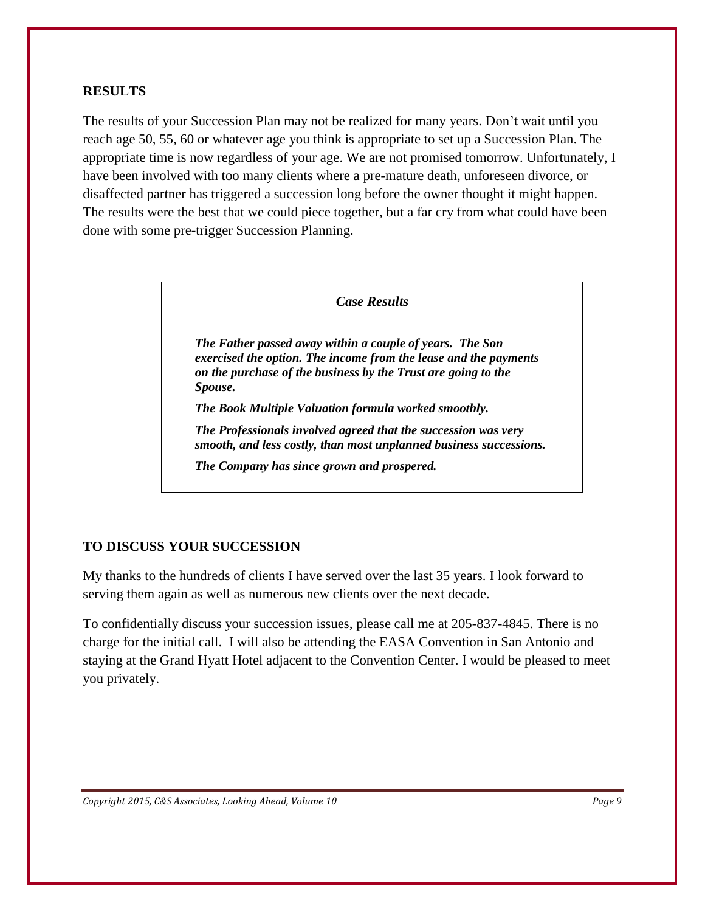## RESULTS

The results of your Succession Plan may not be realized for many years. Don't wait until you reach age 50, 55, 60 or whatever age you think is appropriate to set up a Succession Plan. The appropriate time is now regardless of your age. We are not promised tomorrow. Unfortunately, I have been involved with too many clients where a pre-mature death, unforeseen divorce, or disaffected partner has triggered a succession long before the owner thought it might happen. The results were the best that we could piece together, but a far cry from what could have been done with some pre-trigger Succession Planning.

> ***Case Results***
>
> ***The Father passed away within a couple of years. The Son exercised the option. The income from the lease and the payments on the purchase of the business by the Trust are going to the Spouse.***
>
> ***The Book Multiple Valuation formula worked smoothly.***
>
> ***The Professionals involved agreed that the succession was very smooth, and less costly, than most unplanned business successions.***
>
> ***The Company has since grown and prospered.***

## TO DISCUSS YOUR SUCCESSION

My thanks to the hundreds of clients I have served over the last 35 years. I look forward to serving them again as well as numerous new clients over the next decade.

To confidentially discuss your succession issues, please call me at 205-837-4845. There is no charge for the initial call. I will also be attending the EASA Convention in San Antonio and staying at the Grand Hyatt Hotel adjacent to the Convention Center. I would be pleased to meet you privately.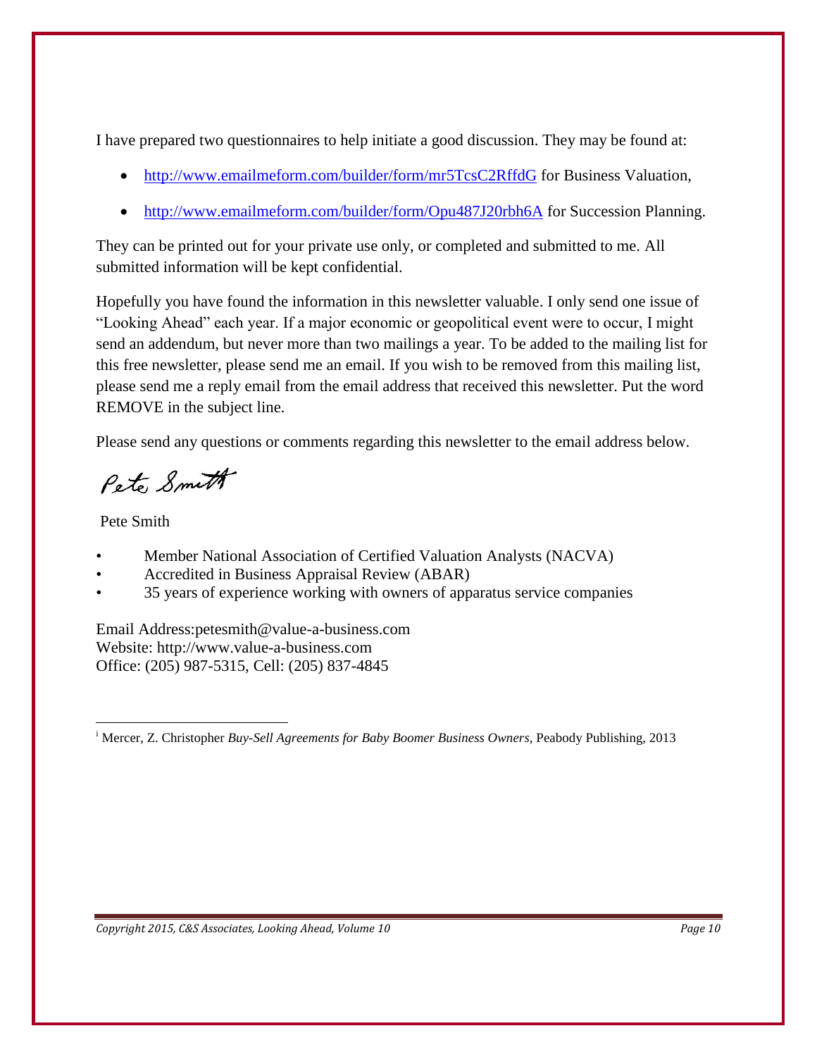I have prepared two questionnaires to help initiate a good discussion. They may be found at:

- http://www.emailmeform.com/builder/form/mr5TcsC2RffdG for Business Valuation,
- http://www.emailmeform.com/builder/form/Opu487J20rbh6A for Succession Planning.

They can be printed out for your private use only, or completed and submitted to me. All submitted information will be kept confidential.

Hopefully you have found the information in this newsletter valuable. I only send one issue of "Looking Ahead" each year. If a major economic or geopolitical event were to occur, I might send an addendum, but never more than two mailings a year. To be added to the mailing list for this free newsletter, please send me an email. If you wish to be removed from this mailing list, please send me a reply email from the email address that received this newsletter. Put the word REMOVE in the subject line.

Please send any questions or comments regarding this newsletter to the email address below.

Pete Smith

Pete Smith

- Member National Association of Certified Valuation Analysts (NACVA)
- Accredited in Business Appraisal Review (ABAR)
- 35 years of experience working with owners of apparatus service companies

Email Address:petesmith@value-a-business.com
Website: http://www.value-a-business.com
Office: (205) 987-5315, Cell: (205) 837-4845

---

[i] Mercer, Z. Christopher *Buy-Sell Agreements for Baby Boomer Business Owners*, Peabody Publishing, 2013

*Copyright 2015, C&S Associates, Looking Ahead, Volume 10*